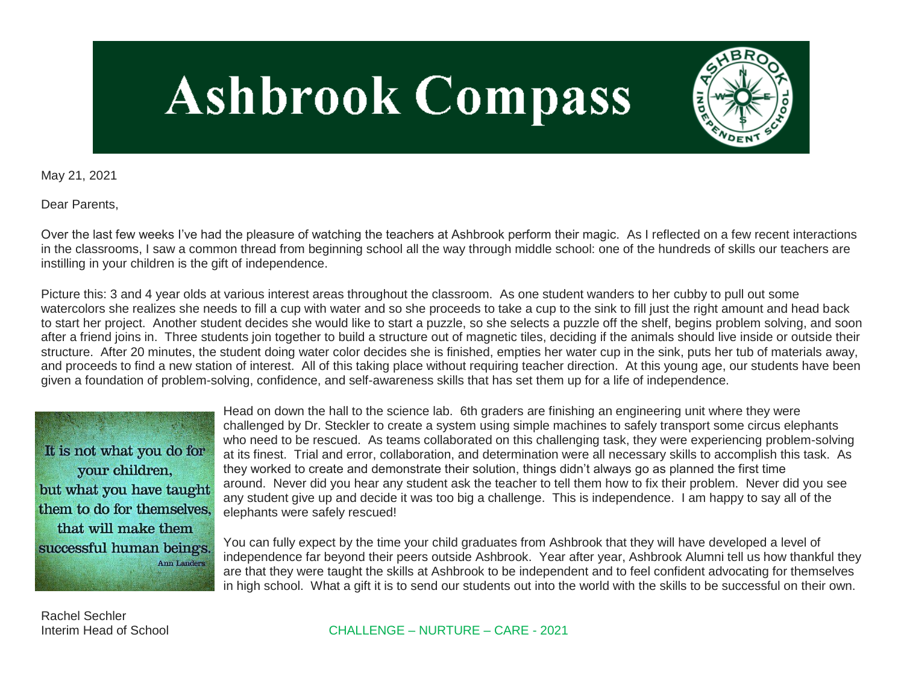# Ashbrook Compass

May 21, 2021

Dear Parents,

Over the last few weeks I've had the pleasure of watching the teachers at Ashbrook perform their magic. As I reflected on a few recent interactions in the classrooms, I saw a common thread from beginning school all the way through middle school: one of the hundreds of skills our teachers are instilling in your children is the gift of independence.

Picture this: 3 and 4 year olds at various interest areas throughout the classroom. As one student wanders to her cubby to pull out some watercolors she realizes she needs to fill a cup with water and so she proceeds to take a cup to the sink to fill just the right amount and head back to start her project. Another student decides she would like to start a puzzle, so she selects a puzzle off the shelf, begins problem solving, and soon after a friend joins in. Three students join together to build a structure out of magnetic tiles, deciding if the animals should live inside or outside their structure. After 20 minutes, the student doing water color decides she is finished, empties her water cup in the sink, puts her tub of materials away, and proceeds to find a new station of interest. All of this taking place without requiring teacher direction. At this young age, our students have been given a foundation of problem-solving, confidence, and self-awareness skills that has set them up for a life of independence.

> It is not what you do for your children, but what you have taught them to do for themselves, that will make them successful human beings.
> 
> Ann Landers

Head on down the hall to the science lab. 6th graders are finishing an engineering unit where they were challenged by Dr. Steckler to create a system using simple machines to safely transport some circus elephants who need to be rescued. As teams collaborated on this challenging task, they were experiencing problem-solving at its finest. Trial and error, collaboration, and determination were all necessary skills to accomplish this task. As they worked to create and demonstrate their solution, things didn't always go as planned the first time around. Never did you hear any student ask the teacher to tell them how to fix their problem. Never did you see any student give up and decide it was too big a challenge. This is independence. I am happy to say all of the elephants were safely rescued!

You can fully expect by the time your child graduates from Ashbrook that they will have developed a level of independence far beyond their peers outside Ashbrook. Year after year, Ashbrook Alumni tell us how thankful they are that they were taught the skills at Ashbrook to be independent and to feel confident advocating for themselves in high school. What a gift it is to send our students out into the world with the skills to be successful on their own.

Rachel Sechler
Interim Head of School

CHALLENGE – NURTURE – CARE - 2021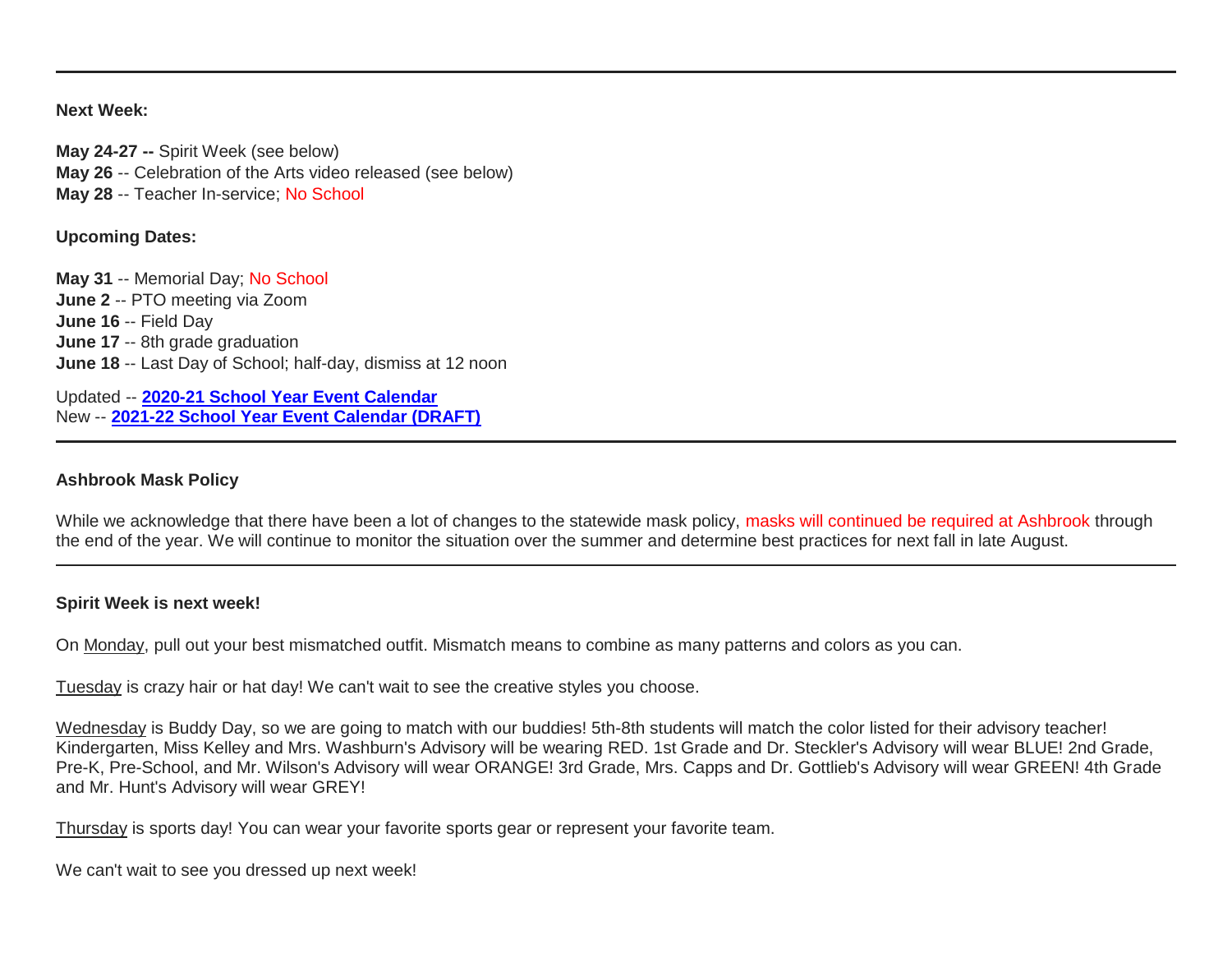---

**Next Week:**

**May 24-27 --** Spirit Week (see below)
**May 26** -- Celebration of the Arts video released (see below)
**May 28** -- Teacher In-service; No School

**Upcoming Dates:**

**May 31** -- Memorial Day; No School
**June 2** -- PTO meeting via Zoom
**June 16** -- Field Day
**June 17** -- 8th grade graduation
**June 18** -- Last Day of School; half-day, dismiss at 12 noon

Updated -- **2020-21 School Year Event Calendar**
New -- **2021-22 School Year Event Calendar (DRAFT)**

---

**Ashbrook Mask Policy**

While we acknowledge that there have been a lot of changes to the statewide mask policy, masks will continued be required at Ashbrook through the end of the year. We will continue to monitor the situation over the summer and determine best practices for next fall in late August.

---

**Spirit Week is next week!**

On Monday, pull out your best mismatched outfit. Mismatch means to combine as many patterns and colors as you can.

Tuesday is crazy hair or hat day! We can't wait to see the creative styles you choose.

Wednesday is Buddy Day, so we are going to match with our buddies! 5th-8th students will match the color listed for their advisory teacher! Kindergarten, Miss Kelley and Mrs. Washburn's Advisory will be wearing RED. 1st Grade and Dr. Steckler's Advisory will wear BLUE! 2nd Grade, Pre-K, Pre-School, and Mr. Wilson's Advisory will wear ORANGE! 3rd Grade, Mrs. Capps and Dr. Gottlieb's Advisory will wear GREEN! 4th Grade and Mr. Hunt's Advisory will wear GREY!

Thursday is sports day! You can wear your favorite sports gear or represent your favorite team.

We can't wait to see you dressed up next week!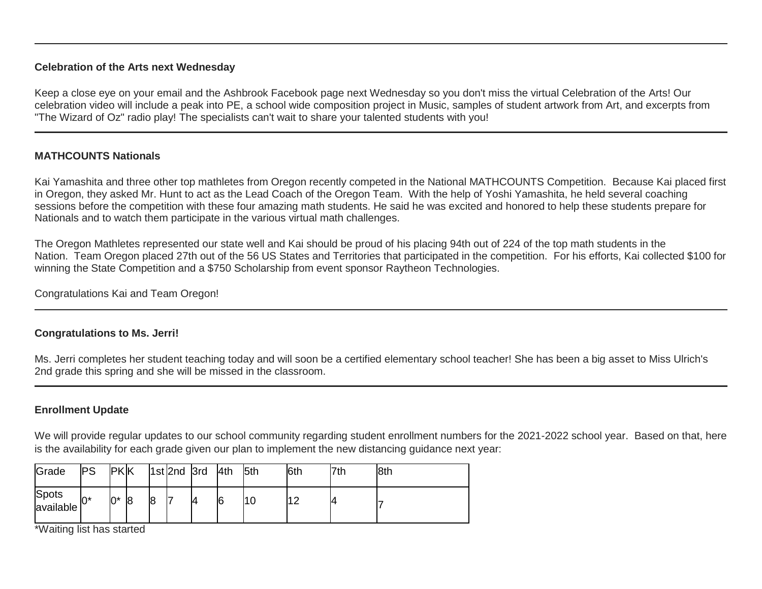---

**Celebration of the Arts next Wednesday**

Keep a close eye on your email and the Ashbrook Facebook page next Wednesday so you don't miss the virtual Celebration of the Arts! Our celebration video will include a peak into PE, a school wide composition project in Music, samples of student artwork from Art, and excerpts from "The Wizard of Oz" radio play! The specialists can't wait to share your talented students with you!

---

**MATHCOUNTS Nationals**

Kai Yamashita and three other top mathletes from Oregon recently competed in the National MATHCOUNTS Competition. Because Kai placed first in Oregon, they asked Mr. Hunt to act as the Lead Coach of the Oregon Team. With the help of Yoshi Yamashita, he held several coaching sessions before the competition with these four amazing math students. He said he was excited and honored to help these students prepare for Nationals and to watch them participate in the various virtual math challenges.

The Oregon Mathletes represented our state well and Kai should be proud of his placing 94th out of 224 of the top math students in the Nation. Team Oregon placed 27th out of the 56 US States and Territories that participated in the competition. For his efforts, Kai collected $100 for winning the State Competition and a $750 Scholarship from event sponsor Raytheon Technologies.

Congratulations Kai and Team Oregon!

---

**Congratulations to Ms. Jerri!**

Ms. Jerri completes her student teaching today and will soon be a certified elementary school teacher! She has been a big asset to Miss Ulrich's 2nd grade this spring and she will be missed in the classroom.

---

**Enrollment Update**

We will provide regular updates to our school community regarding student enrollment numbers for the 2021-2022 school year. Based on that, here is the availability for each grade given our plan to implement the new distancing guidance next year:

| Grade | PS | PK | K | 1st | 2nd | 3rd | 4th | 5th | 6th | 7th | 8th |
|---|---|---|---|---|---|---|---|---|---|---|---|
| Spots available | 0* | 0* | 8 | 8 | 7 | 4 | 6 | 10 | 12 | 4 | 7 |

*Waiting list has started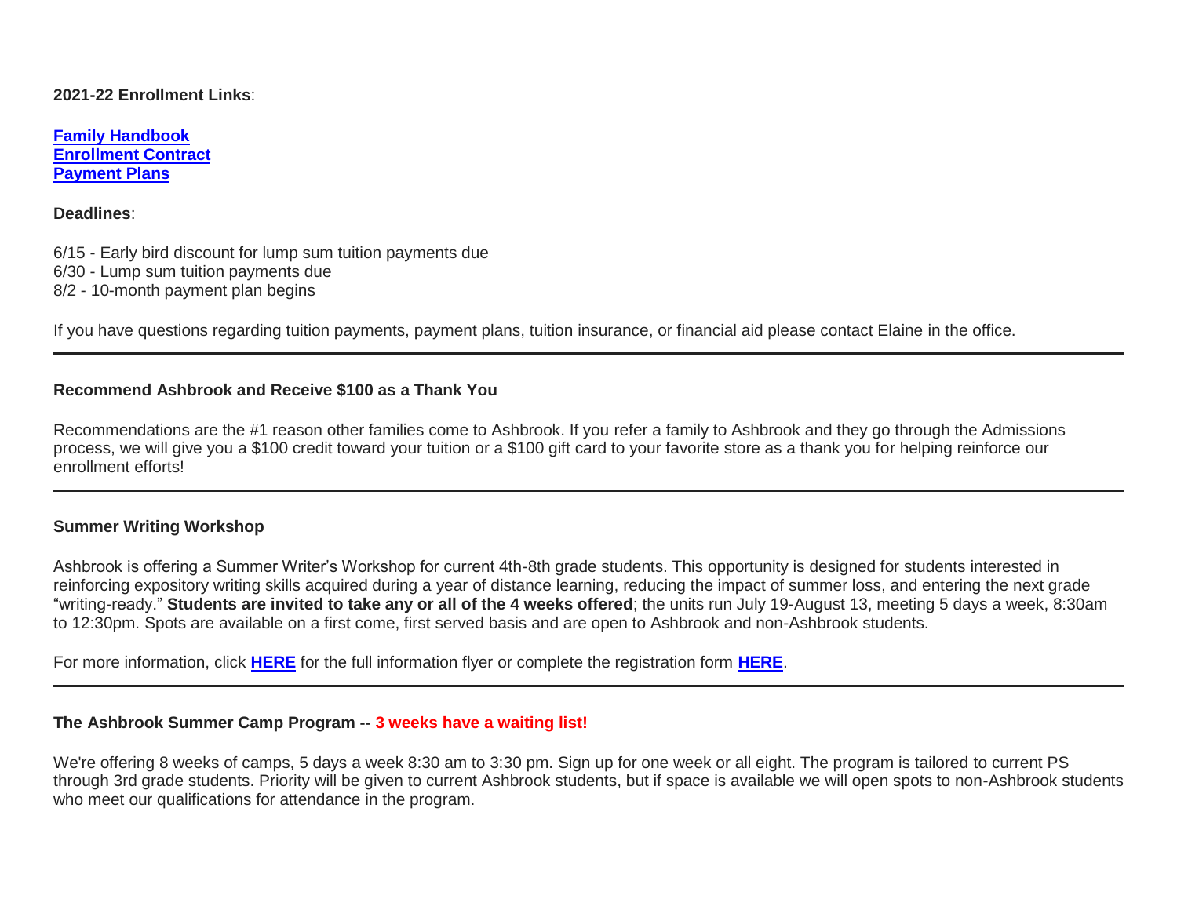**2021-22 Enrollment Links**:

**Family Handbook**
**Enrollment Contract**
**Payment Plans**

**Deadlines**:

6/15 - Early bird discount for lump sum tuition payments due
6/30 - Lump sum tuition payments due
8/2 - 10-month payment plan begins

If you have questions regarding tuition payments, payment plans, tuition insurance, or financial aid please contact Elaine in the office.

---

**Recommend Ashbrook and Receive $100 as a Thank You**

Recommendations are the #1 reason other families come to Ashbrook. If you refer a family to Ashbrook and they go through the Admissions process, we will give you a $100 credit toward your tuition or a $100 gift card to your favorite store as a thank you for helping reinforce our enrollment efforts!

---

**Summer Writing Workshop**

Ashbrook is offering a Summer Writer's Workshop for current 4th-8th grade students. This opportunity is designed for students interested in reinforcing expository writing skills acquired during a year of distance learning, reducing the impact of summer loss, and entering the next grade "writing-ready." **Students are invited to take any or all of the 4 weeks offered**; the units run July 19-August 13, meeting 5 days a week, 8:30am to 12:30pm. Spots are available on a first come, first served basis and are open to Ashbrook and non-Ashbrook students.

For more information, click **HERE** for the full information flyer or complete the registration form **HERE**.

---

**The Ashbrook Summer Camp Program -- 3 weeks have a waiting list!**

We're offering 8 weeks of camps, 5 days a week 8:30 am to 3:30 pm. Sign up for one week or all eight. The program is tailored to current PS through 3rd grade students. Priority will be given to current Ashbrook students, but if space is available we will open spots to non-Ashbrook students who meet our qualifications for attendance in the program.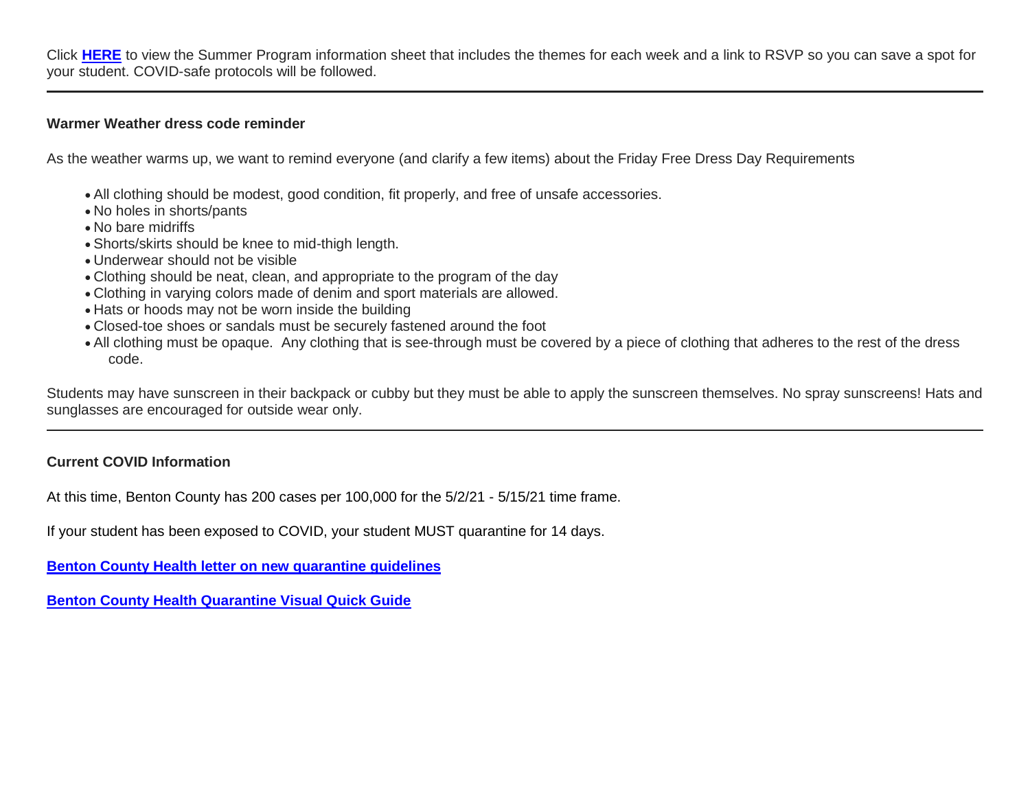Click **[HERE]** to view the Summer Program information sheet that includes the themes for each week and a link to RSVP so you can save a spot for your student. COVID-safe protocols will be followed.

---

**Warmer Weather dress code reminder**

As the weather warms up, we want to remind everyone (and clarify a few items) about the Friday Free Dress Day Requirements

- All clothing should be modest, good condition, fit properly, and free of unsafe accessories.
- No holes in shorts/pants
- No bare midriffs
- Shorts/skirts should be knee to mid-thigh length.
- Underwear should not be visible
- Clothing should be neat, clean, and appropriate to the program of the day
- Clothing in varying colors made of denim and sport materials are allowed.
- Hats or hoods may not be worn inside the building
- Closed-toe shoes or sandals must be securely fastened around the foot
- All clothing must be opaque. Any clothing that is see-through must be covered by a piece of clothing that adheres to the rest of the dress code.

Students may have sunscreen in their backpack or cubby but they must be able to apply the sunscreen themselves. No spray sunscreens! Hats and sunglasses are encouraged for outside wear only.

---

**Current COVID Information**

At this time, Benton County has 200 cases per 100,000 for the 5/2/21 - 5/15/21 time frame.

If your student has been exposed to COVID, your student MUST quarantine for 14 days.

**Benton County Health letter on new quarantine guidelines**

**Benton County Health Quarantine Visual Quick Guide**